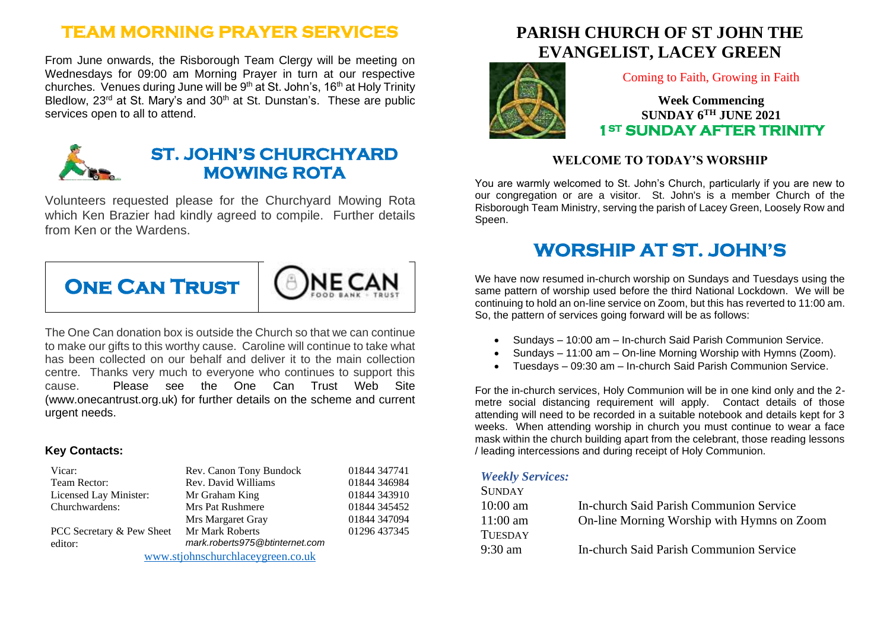# TEAM MORNING PRAYER SERVICES

From June onwards, the Risborough Team Clergy will be meeting on Wednesdays for 09:00 am Morning Prayer in turn at our respective churches. Venues during June will be 9th at St. John's, 16th at Holy Trinity Bledlow, 23rd at St. Mary's and 30th at St. Dunstan's. These are public services open to all to attend.

## ST. JOHN'S CHURCHYARD MOWING ROTA

Volunteers requested please for the Churchyard Mowing Rota which Ken Brazier had kindly agreed to compile. Further details from Ken or the Wardens.

## ONE CAN TRUST

ONE CAN FOOD BANK · TRUST

The One Can donation box is outside the Church so that we can continue to make our gifts to this worthy cause. Caroline will continue to take what has been collected on our behalf and deliver it to the main collection centre. Thanks very much to everyone who continues to support this cause. Please see the One Can Trust Web Site (www.onecantrust.org.uk) for further details on the scheme and current urgent needs.

### Key Contacts:

| | | |
|---|---|---|
| Vicar: | Rev. Canon Tony Bundock | 01844 347741 |
| Team Rector: | Rev. David Williams | 01844 346984 |
| Licensed Lay Minister: | Mr Graham King | 01844 343910 |
| Churchwardens: | Mrs Pat Rushmere | 01844 345452 |
| | Mrs Margaret Gray | 01844 347094 |
| PCC Secretary & Pew Sheet editor: | Mr Mark Roberts *mark.roberts975@btinternet.com* | 01296 437345 |

www.stjohnschurchlaceygreen.co.uk

# PARISH CHURCH OF ST JOHN THE EVANGELIST, LACEY GREEN

Coming to Faith, Growing in Faith

**Week Commencing**
**SUNDAY 6TH JUNE 2021**
**1ST SUNDAY AFTER TRINITY**

## WELCOME TO TODAY'S WORSHIP

You are warmly welcomed to St. John's Church, particularly if you are new to our congregation or are a visitor. St. John's is a member Church of the Risborough Team Ministry, serving the parish of Lacey Green, Loosely Row and Speen.

# WORSHIP AT ST. JOHN'S

We have now resumed in-church worship on Sundays and Tuesdays using the same pattern of worship used before the third National Lockdown. We will be continuing to hold an on-line service on Zoom, but this has reverted to 11:00 am. So, the pattern of services going forward will be as follows:

- Sundays – 10:00 am – In-church Said Parish Communion Service.
- Sundays – 11:00 am – On-line Morning Worship with Hymns (Zoom).
- Tuesdays – 09:30 am – In-church Said Parish Communion Service.

For the in-church services, Holy Communion will be in one kind only and the 2-metre social distancing requirement will apply. Contact details of those attending will need to be recorded in a suitable notebook and details kept for 3 weeks. When attending worship in church you must continue to wear a face mask within the church building apart from the celebrant, those reading lessons / leading intercessions and during receipt of Holy Communion.

### *Weekly Services:*

SUNDAY

| | |
|---|---|
| 10:00 am | In-church Said Parish Communion Service |
| 11:00 am | On-line Morning Worship with Hymns on Zoom |

TUESDAY

| | |
|---|---|
| 9:30 am | In-church Said Parish Communion Service |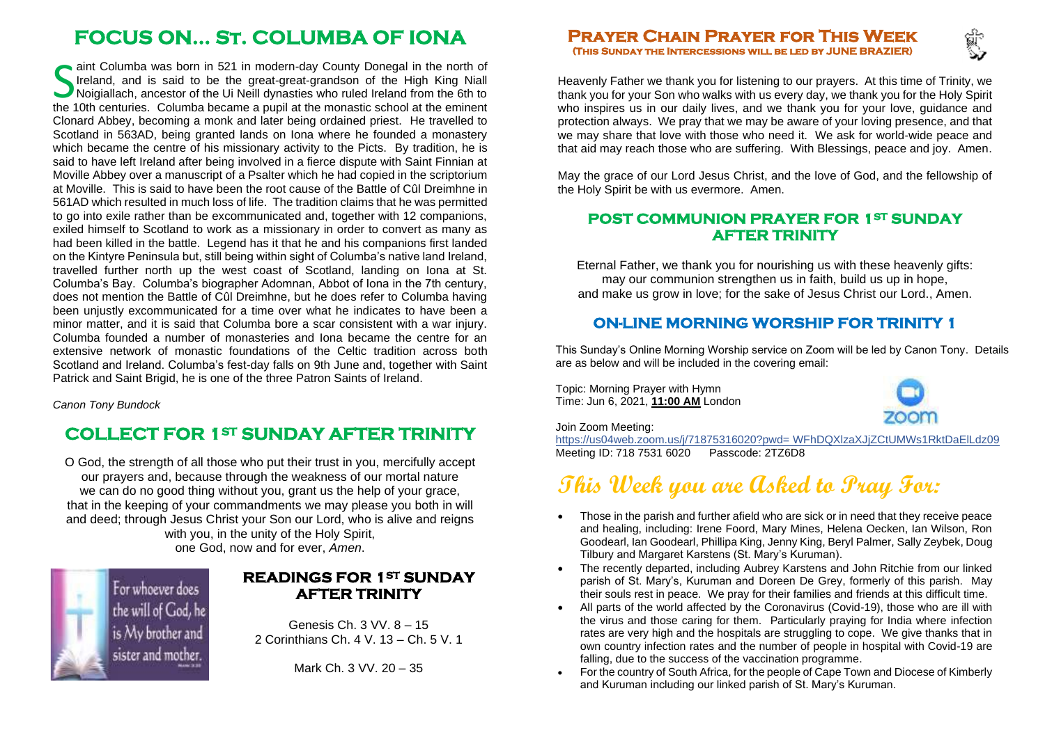# FOCUS ON... St. COLUMBA OF IONA

Saint Columba was born in 521 in modern-day County Donegal in the north of Ireland, and is said to be the great-great-grandson of the High King Niall Noigiallach, ancestor of the Ui Neill dynasties who ruled Ireland from the 6th to the 10th centuries. Columba became a pupil at the monastic school at the eminent Clonard Abbey, becoming a monk and later being ordained priest. He travelled to Scotland in 563AD, being granted lands on Iona where he founded a monastery which became the centre of his missionary activity to the Picts. By tradition, he is said to have left Ireland after being involved in a fierce dispute with Saint Finnian at Moville Abbey over a manuscript of a Psalter which he had copied in the scriptorium at Moville. This is said to have been the root cause of the Battle of Cûl Dreimhne in 561AD which resulted in much loss of life. The tradition claims that he was permitted to go into exile rather than be excommunicated and, together with 12 companions, exiled himself to Scotland to work as a missionary in order to convert as many as had been killed in the battle. Legend has it that he and his companions first landed on the Kintyre Peninsula but, still being within sight of Columba's native land Ireland, travelled further north up the west coast of Scotland, landing on Iona at St. Columba's Bay. Columba's biographer Adomnan, Abbot of Iona in the 7th century, does not mention the Battle of Cûl Dreimhne, but he does refer to Columba having been unjustly excommunicated for a time over what he indicates to have been a minor matter, and it is said that Columba bore a scar consistent with a war injury. Columba founded a number of monasteries and Iona became the centre for an extensive network of monastic foundations of the Celtic tradition across both Scotland and Ireland. Columba's fest-day falls on 9th June and, together with Saint Patrick and Saint Brigid, he is one of the three Patron Saints of Ireland.

*Canon Tony Bundock*

## COLLECT FOR 1ST SUNDAY AFTER TRINITY

O God, the strength of all those who put their trust in you, mercifully accept our prayers and, because through the weakness of our mortal nature we can do no good thing without you, grant us the help of your grace, that in the keeping of your commandments we may please you both in will and deed; through Jesus Christ your Son our Lord, who is alive and reigns with you, in the unity of the Holy Spirit, one God, now and for ever, *Amen*.

For whoever does the will of God, he is My brother and sister and mother.

## READINGS FOR 1ST SUNDAY AFTER TRINITY

Genesis Ch. 3 VV. 8 – 15
2 Corinthians Ch. 4 V. 13 – Ch. 5 V. 1

Mark Ch. 3 VV. 20 – 35

## PRAYER CHAIN PRAYER FOR THIS WEEK

**(THIS SUNDAY THE INTERCESSIONS WILL BE LED BY JUNE BRAZIER)**

Heavenly Father we thank you for listening to our prayers. At this time of Trinity, we thank you for your Son who walks with us every day, we thank you for the Holy Spirit who inspires us in our daily lives, and we thank you for your love, guidance and protection always. We pray that we may be aware of your loving presence, and that we may share that love with those who need it. We ask for world-wide peace and that aid may reach those who are suffering. With Blessings, peace and joy. Amen.

May the grace of our Lord Jesus Christ, and the love of God, and the fellowship of the Holy Spirit be with us evermore. Amen.

## POST COMMUNION PRAYER FOR 1ST SUNDAY AFTER TRINITY

Eternal Father, we thank you for nourishing us with these heavenly gifts: may our communion strengthen us in faith, build us up in hope, and make us grow in love; for the sake of Jesus Christ our Lord., Amen.

## ON-LINE MORNING WORSHIP FOR TRINITY 1

This Sunday's Online Morning Worship service on Zoom will be led by Canon Tony. Details are as below and will be included in the covering email:

Topic: Morning Prayer with Hymn
Time: Jun 6, 2021, **11:00 AM** London

zoom

Join Zoom Meeting:
https://us04web.zoom.us/j/71875316020?pwd= WFhDQXlzaXJjZCtUMWs1RktDaElLdz09
Meeting ID: 718 7531 6020 Passcode: 2TZ6D8

# This Week you are Asked to Pray For:

- Those in the parish and further afield who are sick or in need that they receive peace and healing, including: Irene Foord, Mary Mines, Helena Oecken, Ian Wilson, Ron Goodearl, Ian Goodearl, Phillipa King, Jenny King, Beryl Palmer, Sally Zeybek, Doug Tilbury and Margaret Karstens (St. Mary's Kuruman).
- The recently departed, including Aubrey Karstens and John Ritchie from our linked parish of St. Mary's, Kuruman and Doreen De Grey, formerly of this parish. May their souls rest in peace. We pray for their families and friends at this difficult time.
- All parts of the world affected by the Coronavirus (Covid-19), those who are ill with the virus and those caring for them. Particularly praying for India where infection rates are very high and the hospitals are struggling to cope. We give thanks that in own country infection rates and the number of people in hospital with Covid-19 are falling, due to the success of the vaccination programme.
- For the country of South Africa, for the people of Cape Town and Diocese of Kimberly and Kuruman including our linked parish of St. Mary's Kuruman.